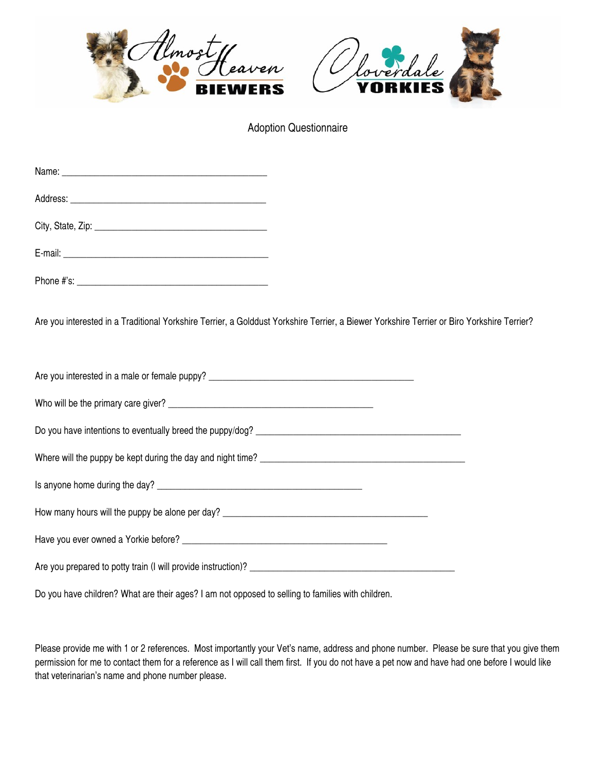Almost Heaven BIEWERS

Cloverdale YORKIES

# Adoption Questionnaire

Name: ___________________________________________

Address: ________________________________________

City, State, Zip: ____________________________________

E-mail: __________________________________________

Phone #'s: ________________________________________

Are you interested in a Traditional Yorkshire Terrier, a Golddust Yorkshire Terrier, a Biewer Yorkshire Terrier or Biro Yorkshire Terrier?

Are you interested in a male or female puppy? ___________________________________________

Who will be the primary care giver? ___________________________________________

Do you have intentions to eventually breed the puppy/dog? ___________________________________________

Where will the puppy be kept during the day and night time? ___________________________________________

Is anyone home during the day? ___________________________________________

How many hours will the puppy be alone per day? ___________________________________________

Have you ever owned a Yorkie before? ___________________________________________

Are you prepared to potty train (I will provide instruction)? ___________________________________________

Do you have children? What are their ages? I am not opposed to selling to families with children.

Please provide me with 1 or 2 references. Most importantly your Vet's name, address and phone number. Please be sure that you give them permission for me to contact them for a reference as I will call them first. If you do not have a pet now and have had one before I would like that veterinarian's name and phone number please.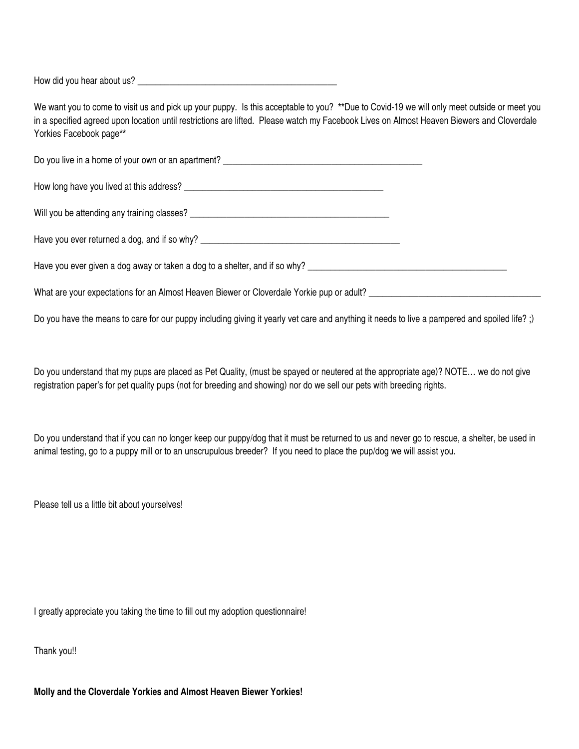How did you hear about us? ______________________________________________

We want you to come to visit us and pick up your puppy. Is this acceptable to you? **Due to Covid-19 we will only meet outside or meet you in a specified agreed upon location until restrictions are lifted. Please watch my Facebook Lives on Almost Heaven Biewers and Cloverdale Yorkies Facebook page**

Do you live in a home of your own or an apartment? ______________________________________________

How long have you lived at this address? ______________________________________________

Will you be attending any training classes? ______________________________________________

Have you ever returned a dog, and if so why? ______________________________________________

Have you ever given a dog away or taken a dog to a shelter, and if so why? ______________________________________________

What are your expectations for an Almost Heaven Biewer or Cloverdale Yorkie pup or adult? ________________________________________

Do you have the means to care for our puppy including giving it yearly vet care and anything it needs to live a pampered and spoiled life? ;)

Do you understand that my pups are placed as Pet Quality, (must be spayed or neutered at the appropriate age)? NOTE… we do not give registration paper's for pet quality pups (not for breeding and showing) nor do we sell our pets with breeding rights.

Do you understand that if you can no longer keep our puppy/dog that it must be returned to us and never go to rescue, a shelter, be used in animal testing, go to a puppy mill or to an unscrupulous breeder? If you need to place the pup/dog we will assist you.

Please tell us a little bit about yourselves!

I greatly appreciate you taking the time to fill out my adoption questionnaire!

Thank you!!

**Molly and the Cloverdale Yorkies and Almost Heaven Biewer Yorkies!**